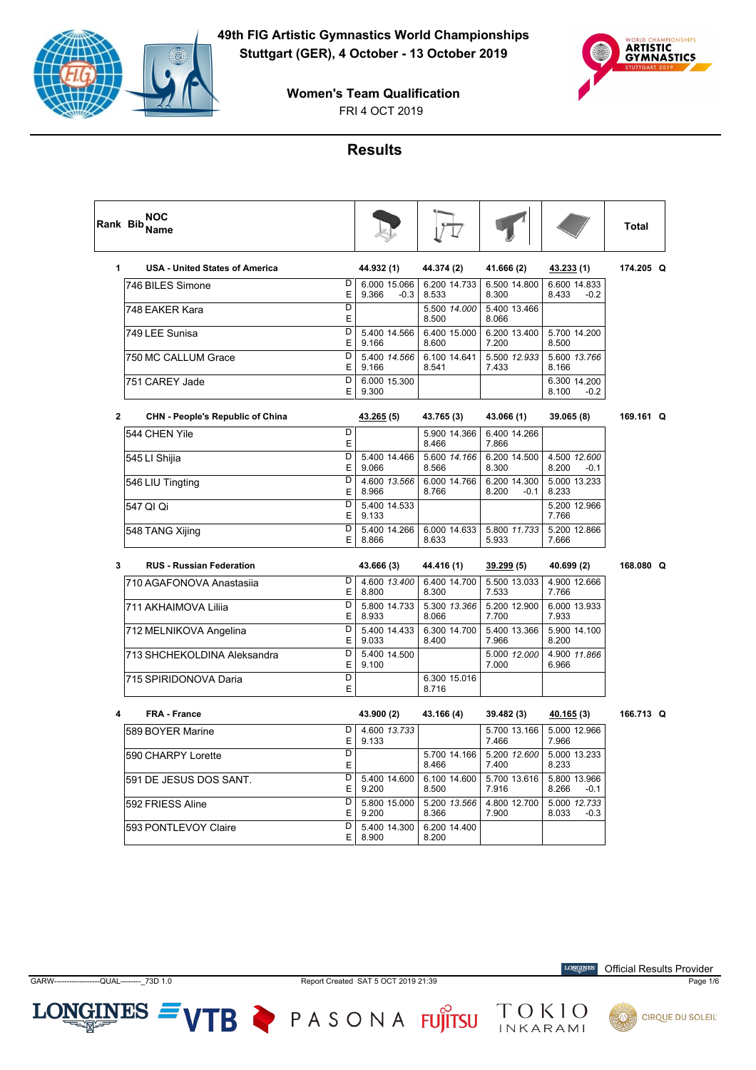# 49th FIG Artistic Gymnastics World Championships

**Stuttgart (GER), 4 October - 13 October 2019**

## Women's Team Qualification

FRI 4 OCT 2019

## Results

| Rank | Bib | NOC Name | | Vault | Uneven Bars | Balance Beam | Floor Exercise | Total |
|---|---|---|---|---|---|---|---|---|
| 1 | | **USA - United States of America** | | **44.932 (1)** | **44.374 (2)** | **41.666 (2)** | **43.233 (1)** | **174.205 Q** |
| | 746 | BILES Simone | D / E | 6.000 15.066 / 9.366 -0.3 | 6.200 14.733 / 8.533 | 6.500 14.800 / 8.300 | 6.600 14.833 / 8.433 -0.2 | |
| | 748 | EAKER Kara | D / E | | 5.500 *14.000* / 8.500 | 5.400 13.466 / 8.066 | | |
| | 749 | LEE Sunisa | D / E | 5.400 14.566 / 9.166 | 6.400 15.000 / 8.600 | 6.200 13.400 / 7.200 | 5.700 14.200 / 8.500 | |
| | 750 | MC CALLUM Grace | D / E | 5.400 *14.566* / 9.166 | 6.100 14.641 / 8.541 | 5.500 *12.933* / 7.433 | 5.600 *13.766* / 8.166 | |
| | 751 | CAREY Jade | D / E | 6.000 15.300 / 9.300 | | | 6.300 14.200 / 8.100 -0.2 | |
| 2 | | **CHN - People's Republic of China** | | **43.265 (5)** | **43.765 (3)** | **43.066 (1)** | **39.065 (8)** | **169.161 Q** |
| | 544 | CHEN Yile | D / E | | 5.900 14.366 / 8.466 | 6.400 14.266 / 7.866 | | |
| | 545 | LI Shijia | D / E | 5.400 14.466 / 9.066 | 5.600 *14.166* / 8.566 | 6.200 14.500 / 8.300 | 4.500 *12.600* / 8.200 -0.1 | |
| | 546 | LIU Tingting | D / E | 4.600 *13.566* / 8.966 | 6.000 14.766 / 8.766 | 6.200 14.300 / 8.200 -0.1 | 5.000 13.233 / 8.233 | |
| | 547 | QI Qi | D / E | 5.400 14.533 / 9.133 | | | 5.200 12.966 / 7.766 | |
| | 548 | TANG Xijing | D / E | 5.400 14.266 / 8.866 | 6.000 14.633 / 8.633 | 5.800 *11.733* / 5.933 | 5.200 12.866 / 7.666 | |
| 3 | | **RUS - Russian Federation** | | **43.666 (3)** | **44.416 (1)** | **39.299 (5)** | **40.699 (2)** | **168.080 Q** |
| | 710 | AGAFONOVA Anastasiia | D / E | 4.600 *13.400* / 8.800 | 6.400 14.700 / 8.300 | 5.500 13.033 / 7.533 | 4.900 12.666 / 7.766 | |
| | 711 | AKHAIMOVA Liliia | D / E | 5.800 14.733 / 8.933 | 5.300 *13.366* / 8.066 | 5.200 12.900 / 7.700 | 6.000 13.933 / 7.933 | |
| | 712 | MELNIKOVA Angelina | D / E | 5.400 14.433 / 9.033 | 6.300 14.700 / 8.400 | 5.400 13.366 / 7.966 | 5.900 14.100 / 8.200 | |
| | 713 | SHCHEKOLDINA Aleksandra | D / E | 5.400 14.500 / 9.100 | | 5.000 *12.000* / 7.000 | 4.900 *11.866* / 6.966 | |
| | 715 | SPIRIDONOVA Daria | D / E | | 6.300 15.016 / 8.716 | | | |
| 4 | | **FRA - France** | | **43.900 (2)** | **43.166 (4)** | **39.482 (3)** | **40.165 (3)** | **166.713 Q** |
| | 589 | BOYER Marine | D / E | 4.600 *13.733* / 9.133 | | 5.700 13.166 / 7.466 | 5.000 12.966 / 7.966 | |
| | 590 | CHARPY Lorette | D / E | | 5.700 14.166 / 8.466 | 5.200 *12.600* / 7.400 | 5.000 13.233 / 8.233 | |
| | 591 | DE JESUS DOS SANT. | D / E | 5.400 14.600 / 9.200 | 6.100 14.600 / 8.500 | 5.700 13.616 / 7.916 | 5.800 13.966 / 8.266 -0.1 | |
| | 592 | FRIESS Aline | D / E | 5.800 15.000 / 9.200 | 5.200 *13.566* / 8.366 | 4.800 12.700 / 7.900 | 5.000 *12.733* / 8.033 -0.3 | |
| | 593 | PONTLEVOY Claire | D / E | 5.400 14.300 / 8.900 | 6.200 14.400 / 8.200 | | | |

GARW-------------------QUAL--------_73D 1.0 Report Created SAT 5 OCT 2019 21:39

Official Results Provider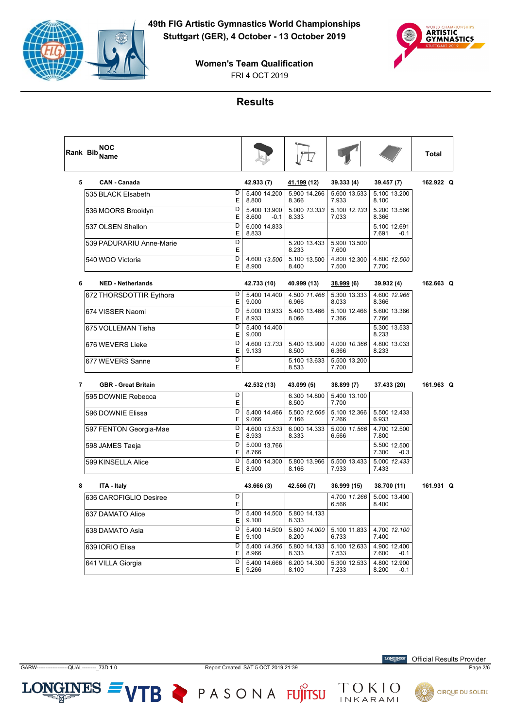# 49th FIG Artistic Gymnastics World Championships

**Stuttgart (GER), 4 October - 13 October 2019**

**Women's Team Qualification**

FRI 4 OCT 2019

## Results

| Rank | Bib | NOC / Name | | Vault | Uneven Bars | Balance Beam | Floor Exercise | Total |
|---|---|---|---|---|---|---|---|---|
| 5 | | **CAN - Canada** | | **42.933 (7)** | **41.199 (12)** | **39.333 (4)** | **39.457 (7)** | **162.922 Q** |
| | 535 | BLACK Elsabeth | D / E | 5.400 14.200 / 8.800 | 5.900 14.266 / 8.366 | 5.600 13.533 / 7.933 | 5.100 13.200 / 8.100 | |
| | 536 | MOORS Brooklyn | D / E | 5.400 13.900 / 8.600 -0.1 | 5.000 *13.333* / 8.333 | 5.100 *12.133* / 7.033 | 5.200 13.566 / 8.366 | |
| | 537 | OLSEN Shallon | D / E | 6.000 14.833 / 8.833 | | | 5.100 12.691 / 7.691 -0.1 | |
| | 539 | PADURARIU Anne-Marie | D / E | | 5.200 13.433 / 8.233 | 5.900 13.500 / 7.600 | | |
| | 540 | WOO Victoria | D / E | 4.600 *13.500* / 8.900 | 5.100 13.500 / 8.400 | 4.800 12.300 / 7.500 | 4.800 *12.500* / 7.700 | |
| 6 | | **NED - Netherlands** | | **42.733 (10)** | **40.999 (13)** | **38.999 (6)** | **39.932 (4)** | **162.663 Q** |
| | 672 | THORSDOTTIR Eythora | D / E | 5.400 14.400 / 9.000 | 4.500 *11.466* / 6.966 | 5.300 13.333 / 8.033 | 4.600 *12.966* / 8.366 | |
| | 674 | VISSER Naomi | D / E | 5.000 13.933 / 8.933 | 5.400 13.466 / 8.066 | 5.100 12.466 / 7.366 | 5.600 13.366 / 7.766 | |
| | 675 | VOLLEMAN Tisha | D / E | 5.400 14.400 / 9.000 | | | 5.300 13.533 / 8.233 | |
| | 676 | WEVERS Lieke | D / E | 4.600 *13.733* / 9.133 | 5.400 13.900 / 8.500 | 4.000 *10.366* / 6.366 | 4.800 13.033 / 8.233 | |
| | 677 | WEVERS Sanne | D / E | | 5.100 13.633 / 8.533 | 5.500 13.200 / 7.700 | | |
| 7 | | **GBR - Great Britain** | | **42.532 (13)** | **43.099 (5)** | **38.899 (7)** | **37.433 (20)** | **161.963 Q** |
| | 595 | DOWNIE Rebecca | D / E | | 6.300 14.800 / 8.500 | 5.400 13.100 / 7.700 | | |
| | 596 | DOWNIE Elissa | D / E | 5.400 14.466 / 9.066 | 5.500 *12.666* / 7.166 | 5.100 12.366 / 7.266 | 5.500 12.433 / 6.933 | |
| | 597 | FENTON Georgia-Mae | D / E | 4.600 *13.533* / 8.933 | 6.000 14.333 / 8.333 | 5.000 *11.566* / 6.566 | 4.700 12.500 / 7.800 | |
| | 598 | JAMES Taeja | D / E | 5.000 13.766 / 8.766 | | | 5.500 12.500 / 7.300 -0.3 | |
| | 599 | KINSELLA Alice | D / E | 5.400 14.300 / 8.900 | 5.800 13.966 / 8.166 | 5.500 13.433 / 7.933 | 5.000 *12.433* / 7.433 | |
| 8 | | **ITA - Italy** | | **43.666 (3)** | **42.566 (7)** | **36.999 (15)** | **38.700 (11)** | **161.931 Q** |
| | 636 | CAROFIGLIO Desiree | D / E | | | 4.700 *11.266* / 6.566 | 5.000 13.400 / 8.400 | |
| | 637 | DAMATO Alice | D / E | 5.400 14.500 / 9.100 | 5.800 14.133 / 8.333 | | | |
| | 638 | DAMATO Asia | D / E | 5.400 14.500 / 9.100 | 5.800 *14.000* / 8.200 | 5.100 11.833 / 6.733 | 4.700 *12.100* / 7.400 | |
| | 639 | IORIO Elisa | D / E | 5.400 *14.366* / 8.966 | 5.800 14.133 / 8.333 | 5.100 12.633 / 7.533 | 4.900 12.400 / 7.600 -0.1 | |
| | 641 | VILLA Giorgia | D / E | 5.400 14.666 / 9.266 | 6.200 14.300 / 8.100 | 5.300 12.533 / 7.233 | 4.800 12.900 / 8.200 -0.1 | |

GARW------------------QUAL--------_73D 1.0 Report Created SAT 5 OCT 2019 21:39

Official Results Provider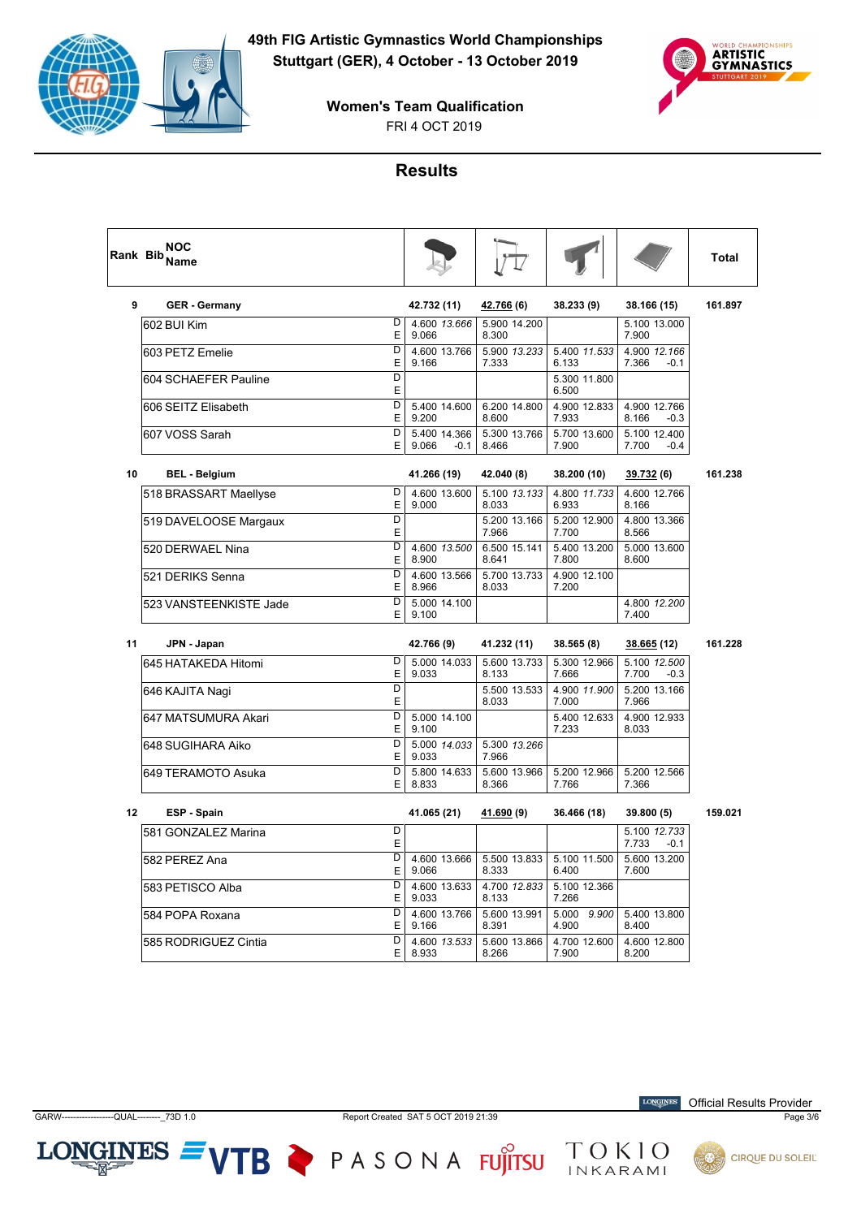# 49th FIG Artistic Gymnastics World Championships
## Stuttgart (GER), 4 October - 13 October 2019

### Women's Team Qualification
FRI 4 OCT 2019

## Results

| Rank | Bib | NOC / Name | | Vault | Uneven Bars | Balance Beam | Floor | Total |
|---|---|---|---|---|---|---|---|---|
| 9 | | GER - Germany | | 42.732 (11) | 42.766 (6) | 38.233 (9) | 38.166 (15) | 161.897 |
| | 602 | BUI Kim | D | 4.600 *13.666* | 5.900 14.200 | | 5.100 13.000 | |
| | | | E | 9.066 | 8.300 | | 7.900 | |
| | 603 | PETZ Emelie | D | 4.600 13.766 | 5.900 *13.233* | 5.400 *11.533* | 4.900 *12.166* | |
| | | | E | 9.166 | 7.333 | 6.133 | 7.366 -0.1 | |
| | 604 | SCHAEFER Pauline | D | | | 5.300 11.800 | | |
| | | | E | | | 6.500 | | |
| | 606 | SEITZ Elisabeth | D | 5.400 14.600 | 6.200 14.800 | 4.900 12.833 | 4.900 12.766 | |
| | | | E | 9.200 | 8.600 | 7.933 | 8.166 -0.3 | |
| | 607 | VOSS Sarah | D | 5.400 14.366 | 5.300 13.766 | 5.700 13.600 | 5.100 12.400 | |
| | | | E | 9.066 -0.1 | 8.466 | 7.900 | 7.700 -0.4 | |
| 10 | | BEL - Belgium | | 41.266 (19) | 42.040 (8) | 38.200 (10) | 39.732 (6) | 161.238 |
| | 518 | BRASSART Maellyse | D | 4.600 13.600 | 5.100 *13.133* | 4.800 *11.733* | 4.600 12.766 | |
| | | | E | 9.000 | 8.033 | 6.933 | 8.166 | |
| | 519 | DAVELOOSE Margaux | D | | 5.200 13.166 | 5.200 12.900 | 4.800 13.366 | |
| | | | E | | 7.966 | 7.700 | 8.566 | |
| | 520 | DERWAEL Nina | D | 4.600 *13.500* | 6.500 15.141 | 5.400 13.200 | 5.000 13.600 | |
| | | | E | 8.900 | 8.641 | 7.800 | 8.600 | |
| | 521 | DERIKS Senna | D | 4.600 13.566 | 5.700 13.733 | 4.900 12.100 | | |
| | | | E | 8.966 | 8.033 | 7.200 | | |
| | 523 | VANSTEENKISTE Jade | D | 5.000 14.100 | | | 4.800 *12.200* | |
| | | | E | 9.100 | | | 7.400 | |
| 11 | | JPN - Japan | | 42.766 (9) | 41.232 (11) | 38.565 (8) | 38.665 (12) | 161.228 |
| | 645 | HATAKEDA Hitomi | D | 5.000 14.033 | 5.600 13.733 | 5.300 12.966 | 5.100 *12.500* | |
| | | | E | 9.033 | 8.133 | 7.666 | 7.700 -0.3 | |
| | 646 | KAJITA Nagi | D | | 5.500 13.533 | 4.900 *11.900* | 5.200 13.166 | |
| | | | E | | 8.033 | 7.000 | 7.966 | |
| | 647 | MATSUMURA Akari | D | 5.000 14.100 | | 5.400 12.633 | 4.900 12.933 | |
| | | | E | 9.100 | | 7.233 | 8.033 | |
| | 648 | SUGIHARA Aiko | D | 5.000 *14.033* | 5.300 *13.266* | | | |
| | | | E | 9.033 | 7.966 | | | |
| | 649 | TERAMOTO Asuka | D | 5.800 14.633 | 5.600 13.966 | 5.200 12.966 | 5.200 12.566 | |
| | | | E | 8.833 | 8.366 | 7.766 | 7.366 | |
| 12 | | ESP - Spain | | 41.065 (21) | 41.690 (9) | 36.466 (18) | 39.800 (5) | 159.021 |
| | 581 | GONZALEZ Marina | D | | | | 5.100 *12.733* | |
| | | | E | | | | 7.733 -0.1 | |
| | 582 | PEREZ Ana | D | 4.600 13.666 | 5.500 13.833 | 5.100 11.500 | 5.600 13.200 | |
| | | | E | 9.066 | 8.333 | 6.400 | 7.600 | |
| | 583 | PETISCO Alba | D | 4.600 13.633 | 4.700 *12.833* | 5.100 12.366 | | |
| | | | E | 9.033 | 8.133 | 7.266 | | |
| | 584 | POPA Roxana | D | 4.600 13.766 | 5.600 13.991 | 5.000 *9.900* | 5.400 13.800 | |
| | | | E | 9.166 | 8.391 | 4.900 | 8.400 | |
| | 585 | RODRIGUEZ Cintia | D | 4.600 *13.533* | 5.600 13.866 | 4.700 12.600 | 4.600 12.800 | |
| | | | E | 8.933 | 8.266 | 7.900 | 8.200 | |

GARW------------------QUAL--------_73D 1.0 — Report Created SAT 5 OCT 2019 21:39 — Official Results Provider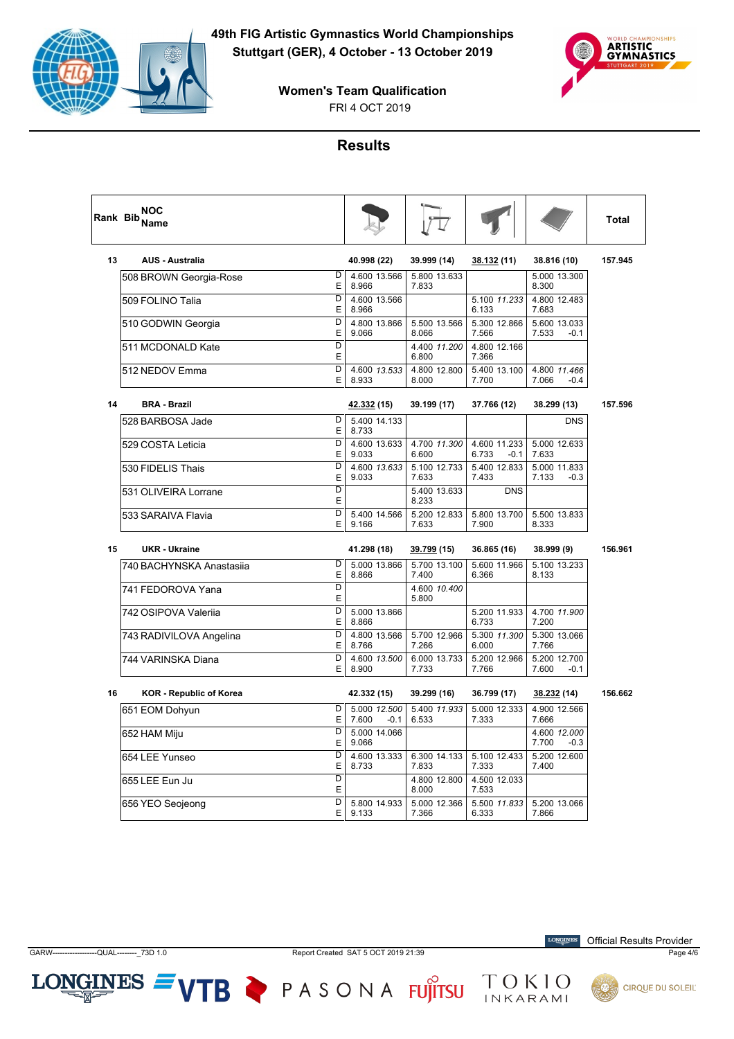# 49th FIG Artistic Gymnastics World Championships

**Stuttgart (GER), 4 October - 13 October 2019**

## Women's Team Qualification

FRI 4 OCT 2019

## Results

| Rank | Bib | NOC Name | | Vault | Uneven Bars | Balance Beam | Floor Exercise | Total |
|---|---|---|---|---|---|---|---|---|
| **13** | | **AUS - Australia** | | **40.998 (22)** | **39.999 (14)** | **38.132 (11)** | **38.816 (10)** | **157.945** |
| | 508 | BROWN Georgia-Rose | D / E | 4.600 13.566 / 8.966 | 5.800 13.633 / 7.833 | | 5.000 13.300 / 8.300 | |
| | 509 | FOLINO Talia | D / E | 4.600 13.566 / 8.966 | | 5.100 *11.233* / 6.133 | 4.800 12.483 / 7.683 | |
| | 510 | GODWIN Georgia | D / E | 4.800 13.866 / 9.066 | 5.500 13.566 / 8.066 | 5.300 12.866 / 7.566 | 5.600 13.033 / 7.533 -0.1 | |
| | 511 | MCDONALD Kate | D / E | | 4.400 *11.200* / 6.800 | 4.800 12.166 / 7.366 | | |
| | 512 | NEDOV Emma | D / E | 4.600 *13.533* / 8.933 | 4.800 12.800 / 8.000 | 5.400 13.100 / 7.700 | 4.800 *11.466* / 7.066 -0.4 | |
| **14** | | **BRA - Brazil** | | **42.332 (15)** | **39.199 (17)** | **37.766 (12)** | **38.299 (13)** | **157.596** |
| | 528 | BARBOSA Jade | D / E | 5.400 14.133 / 8.733 | | | DNS | |
| | 529 | COSTA Leticia | D / E | 4.600 13.633 / 9.033 | 4.700 *11.300* / 6.600 | 4.600 11.233 / 6.733 -0.1 | 5.000 12.633 / 7.633 | |
| | 530 | FIDELIS Thais | D / E | 4.600 *13.633* / 9.033 | 5.100 12.733 / 7.633 | 5.400 12.833 / 7.433 | 5.000 11.833 / 7.133 -0.3 | |
| | 531 | OLIVEIRA Lorrane | D / E | | 5.400 13.633 / 8.233 | DNS | | |
| | 533 | SARAIVA Flavia | D / E | 5.400 14.566 / 9.166 | 5.200 12.833 / 7.633 | 5.800 13.700 / 7.900 | 5.500 13.833 / 8.333 | |
| **15** | | **UKR - Ukraine** | | **41.298 (18)** | **39.799 (15)** | **36.865 (16)** | **38.999 (9)** | **156.961** |
| | 740 | BACHYNSKA Anastasiia | D / E | 5.000 13.866 / 8.866 | 5.700 13.100 / 7.400 | 5.600 11.966 / 6.366 | 5.100 13.233 / 8.133 | |
| | 741 | FEDOROVA Yana | D / E | | 4.600 *10.400* / 5.800 | | | |
| | 742 | OSIPOVA Valeriia | D / E | 5.000 13.866 / 8.866 | | 5.200 11.933 / 6.733 | 4.700 *11.900* / 7.200 | |
| | 743 | RADIVILOVA Angelina | D / E | 4.800 13.566 / 8.766 | 5.700 12.966 / 7.266 | 5.300 *11.300* / 6.000 | 5.300 13.066 / 7.766 | |
| | 744 | VARINSKA Diana | D / E | 4.600 *13.500* / 8.900 | 6.000 13.733 / 7.733 | 5.200 12.966 / 7.766 | 5.200 12.700 / 7.600 -0.1 | |
| **16** | | **KOR - Republic of Korea** | | **42.332 (15)** | **39.299 (16)** | **36.799 (17)** | **38.232 (14)** | **156.662** |
| | 651 | EOM Dohyun | D / E | 5.000 *12.500* / 7.600 -0.1 | 5.400 *11.933* / 6.533 | 5.000 12.333 / 7.333 | 4.900 12.566 / 7.666 | |
| | 652 | HAM Miju | D / E | 5.000 14.066 / 9.066 | | | 4.600 *12.000* / 7.700 -0.3 | |
| | 654 | LEE Yunseo | D / E | 4.600 13.333 / 8.733 | 6.300 14.133 / 7.833 | 5.100 12.433 / 7.333 | 5.200 12.600 / 7.400 | |
| | 655 | LEE Eun Ju | D / E | | 4.800 12.800 / 8.000 | 4.500 12.033 / 7.533 | | |
| | 656 | YEO Seojeong | D / E | 5.800 14.933 / 9.133 | 5.000 12.366 / 7.366 | 5.500 *11.833* / 6.333 | 5.200 13.066 / 7.866 | |

GARW-------------------QUAL--------_73D 1.0 Report Created SAT 5 OCT 2019 21:39

Official Results Provider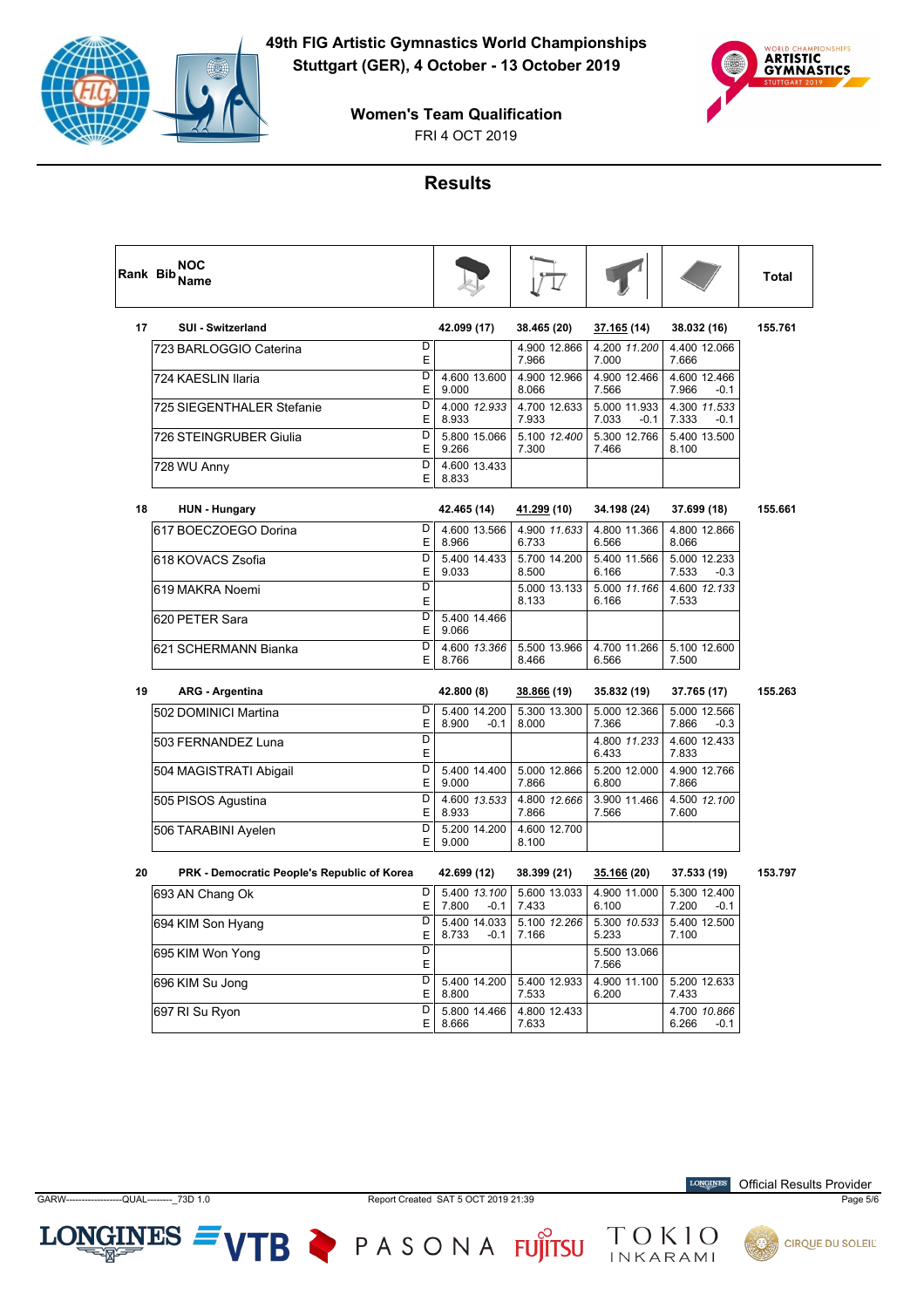# 49th FIG Artistic Gymnastics World Championships

**Stuttgart (GER), 4 October - 13 October 2019**

## Women's Team Qualification

FRI 4 OCT 2019

## Results

| Rank | Bib | NOC Name | | Vault | Uneven Bars | Balance Beam | Floor Exercise | Total |
|---|---|---|---|---|---|---|---|---|
| 17 | | **SUI - Switzerland** | | **42.099 (17)** | **38.465 (20)** | **37.165 (14)** | **38.032 (16)** | **155.761** |
| | 723 | BARLOGGIO Caterina | D / E | | 4.900 12.866 / 7.966 | 4.200 *11.200* / 7.000 | 4.400 12.066 / 7.666 | |
| | 724 | KAESLIN Ilaria | D / E | 4.600 13.600 / 9.000 | 4.900 12.966 / 8.066 | 4.900 12.466 / 7.566 | 4.600 12.466 / 7.966 -0.1 | |
| | 725 | SIEGENTHALER Stefanie | D / E | 4.000 *12.933* / 8.933 | 4.700 12.633 / 7.933 | 5.000 11.933 / 7.033 -0.1 | 4.300 *11.533* / 7.333 -0.1 | |
| | 726 | STEINGRUBER Giulia | D / E | 5.800 15.066 / 9.266 | 5.100 *12.400* / 7.300 | 5.300 12.766 / 7.466 | 5.400 13.500 / 8.100 | |
| | 728 | WU Anny | D / E | 4.600 13.433 / 8.833 | | | | |
| 18 | | **HUN - Hungary** | | **42.465 (14)** | **41.299 (10)** | **34.198 (24)** | **37.699 (18)** | **155.661** |
| | 617 | BOECZOEGO Dorina | D / E | 4.600 13.566 / 8.966 | 4.900 *11.633* / 6.733 | 4.800 11.366 / 6.566 | 4.800 12.866 / 8.066 | |
| | 618 | KOVACS Zsofia | D / E | 5.400 14.433 / 9.033 | 5.700 14.200 / 8.500 | 5.400 11.566 / 6.166 | 5.000 12.233 / 7.533 -0.3 | |
| | 619 | MAKRA Noemi | D / E | | 5.000 13.133 / 8.133 | 5.000 *11.166* / 6.166 | 4.600 *12.133* / 7.533 | |
| | 620 | PETER Sara | D / E | 5.400 14.466 / 9.066 | | | | |
| | 621 | SCHERMANN Bianka | D / E | 4.600 *13.366* / 8.766 | 5.500 13.966 / 8.466 | 4.700 11.266 / 6.566 | 5.100 12.600 / 7.500 | |
| 19 | | **ARG - Argentina** | | **42.800 (8)** | **38.866 (19)** | **35.832 (19)** | **37.765 (17)** | **155.263** |
| | 502 | DOMINICI Martina | D / E | 5.400 14.200 / 8.900 -0.1 | 5.300 13.300 / 8.000 | 5.000 12.366 / 7.366 | 5.000 12.566 / 7.866 -0.3 | |
| | 503 | FERNANDEZ Luna | D / E | | | 4.800 *11.233* / 6.433 | 4.600 12.433 / 7.833 | |
| | 504 | MAGISTRATI Abigail | D / E | 5.400 14.400 / 9.000 | 5.000 12.866 / 7.866 | 5.200 12.000 / 6.800 | 4.900 12.766 / 7.866 | |
| | 505 | PISOS Agustina | D / E | 4.600 *13.533* / 8.933 | 4.800 *12.666* / 7.866 | 3.900 11.466 / 7.566 | 4.500 *12.100* / 7.600 | |
| | 506 | TARABINI Ayelen | D / E | 5.200 14.200 / 9.000 | 4.600 12.700 / 8.100 | | | |
| 20 | | **PRK - Democratic People's Republic of Korea** | | **42.699 (12)** | **38.399 (21)** | **35.166 (20)** | **37.533 (19)** | **153.797** |
| | 693 | AN Chang Ok | D / E | 5.400 *13.100* / 7.800 -0.1 | 5.600 13.033 / 7.433 | 4.900 11.000 / 6.100 | 5.300 12.400 / 7.200 -0.1 | |
| | 694 | KIM Son Hyang | D / E | 5.400 14.033 / 8.733 -0.1 | 5.100 *12.266* / 7.166 | 5.300 *10.533* / 5.233 | 5.400 12.500 / 7.100 | |
| | 695 | KIM Won Yong | D / E | | | 5.500 13.066 / 7.566 | | |
| | 696 | KIM Su Jong | D / E | 5.400 14.200 / 8.800 | 5.400 12.933 / 7.533 | 4.900 11.100 / 6.200 | 5.200 12.633 / 7.433 | |
| | 697 | RI Su Ryon | D / E | 5.800 14.466 / 8.666 | 4.800 12.433 / 7.633 | | 4.700 *10.866* / 6.266 -0.1 | |

GARW-------------------QUAL--------_73D 1.0 — Report Created SAT 5 OCT 2019 21:39 — Official Results Provider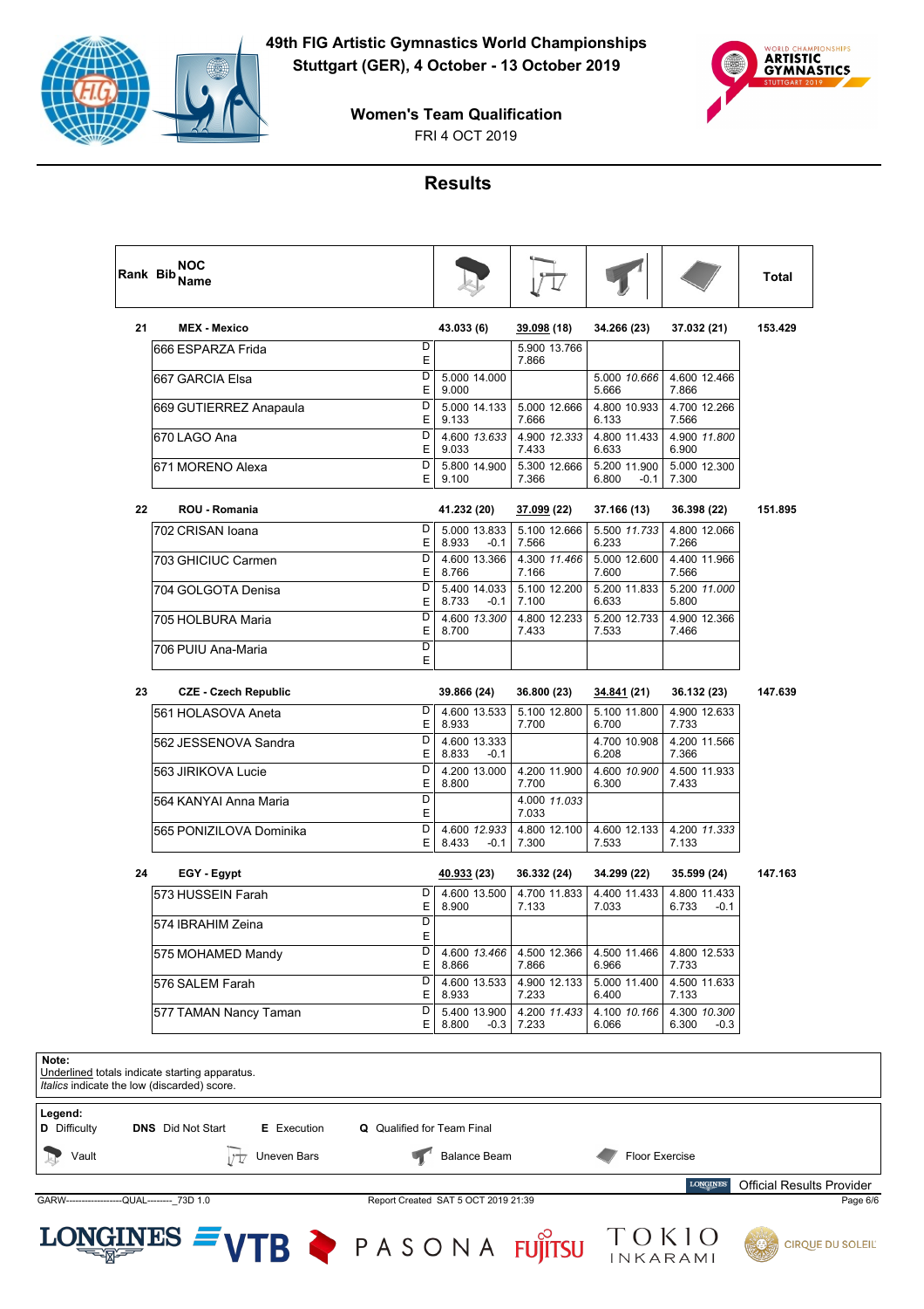49th FIG Artistic Gymnastics World Championships
Stuttgart (GER), 4 October - 13 October 2019

## Women's Team Qualification

FRI 4 OCT 2019

# Results

| Rank | Bib | NOC Name | | Vault | Uneven Bars | Balance Beam | Floor Exercise | Total |
|---|---|---|---|---|---|---|---|---|
| 21 | | **MEX - Mexico** | | 43.033 (6) | 39.098 (18) | 34.266 (23) | 37.032 (21) | 153.429 |
| | 666 | ESPARZA Frida | D / E | | 5.900 13.766 / 7.866 | | | |
| | 667 | GARCIA Elsa | D / E | 5.000 14.000 / 9.000 | | 5.000 *10.666* / 5.666 | 4.600 12.466 / 7.866 | |
| | 669 | GUTIERREZ Anapaula | D / E | 5.000 14.133 / 9.133 | 5.000 12.666 / 7.666 | 4.800 10.933 / 6.133 | 4.700 12.266 / 7.566 | |
| | 670 | LAGO Ana | D / E | 4.600 *13.633* / 9.033 | 4.900 *12.333* / 7.433 | 4.800 11.433 / 6.633 | 4.900 *11.800* / 6.900 | |
| | 671 | MORENO Alexa | D / E | 5.800 14.900 / 9.100 | 5.300 12.666 / 7.366 | 5.200 11.900 / 6.800 -0.1 | 5.000 12.300 / 7.300 | |
| 22 | | **ROU - Romania** | | 41.232 (20) | 37.099 (22) | 37.166 (13) | 36.398 (22) | 151.895 |
| | 702 | CRISAN Ioana | D / E | 5.000 13.833 / 8.933 -0.1 | 5.100 12.666 / 7.566 | 5.500 *11.733* / 6.233 | 4.800 12.066 / 7.266 | |
| | 703 | GHICIUC Carmen | D / E | 4.600 13.366 / 8.766 | 4.300 *11.466* / 7.166 | 5.000 12.600 / 7.600 | 4.400 11.966 / 7.566 | |
| | 704 | GOLGOTA Denisa | D / E | 5.400 14.033 / 8.733 -0.1 | 5.100 12.200 / 7.100 | 5.200 11.833 / 6.633 | 5.200 *11.000* / 5.800 | |
| | 705 | HOLBURA Maria | D / E | 4.600 *13.300* / 8.700 | 4.800 12.233 / 7.433 | 5.200 12.733 / 7.533 | 4.900 12.366 / 7.466 | |
| | 706 | PUIU Ana-Maria | D / E | | | | | |
| 23 | | **CZE - Czech Republic** | | 39.866 (24) | 36.800 (23) | 34.841 (21) | 36.132 (23) | 147.639 |
| | 561 | HOLASOVA Aneta | D / E | 4.600 13.533 / 8.933 | 5.100 12.800 / 7.700 | 5.100 11.800 / 6.700 | 4.900 12.633 / 7.733 | |
| | 562 | JESSENOVA Sandra | D / E | 4.600 13.333 / 8.833 -0.1 | | 4.700 10.908 / 6.208 | 4.200 11.566 / 7.366 | |
| | 563 | JIRIKOVA Lucie | D / E | 4.200 13.000 / 8.800 | 4.200 11.900 / 7.700 | 4.600 *10.900* / 6.300 | 4.500 11.933 / 7.433 | |
| | 564 | KANYAI Anna Maria | D / E | | 4.000 *11.033* / 7.033 | | | |
| | 565 | PONIZILOVA Dominika | D / E | 4.600 *12.933* / 8.433 -0.1 | 4.800 12.100 / 7.300 | 4.600 12.133 / 7.533 | 4.200 *11.333* / 7.133 | |
| 24 | | **EGY - Egypt** | | 40.933 (23) | 36.332 (24) | 34.299 (22) | 35.599 (24) | 147.163 |
| | 573 | HUSSEIN Farah | D / E | 4.600 13.500 / 8.900 | 4.700 11.833 / 7.133 | 4.400 11.433 / 7.033 | 4.800 11.433 / 6.733 -0.1 | |
| | 574 | IBRAHIM Zeina | D / E | | | | | |
| | 575 | MOHAMED Mandy | D / E | 4.600 *13.466* / 8.866 | 4.500 12.366 / 7.866 | 4.500 11.466 / 6.966 | 4.800 12.533 / 7.733 | |
| | 576 | SALEM Farah | D / E | 4.600 13.533 / 8.933 | 4.900 12.133 / 7.233 | 5.000 11.400 / 6.400 | 4.500 11.633 / 7.133 | |
| | 577 | TAMAN Nancy Taman | D / E | 5.400 13.900 / 8.800 -0.3 | 4.200 *11.433* / 7.233 | 4.100 *10.166* / 6.066 | 4.300 *10.300* / 6.300 -0.3 | |

Starting apparatus (underlined totals): MEX – Uneven Bars; ROU – Uneven Bars; CZE – Balance Beam; EGY – Vault.

**Note:**
Underlined totals indicate starting apparatus.
*Italics indicate the low (discarded) score.*

**Legend:**
**D** Difficulty **DNS** Did Not Start **E** Execution **Q** Qualified for Team Final
Vault Uneven Bars Balance Beam Floor Exercise

Official Results Provider

GARW------------------QUAL--------_73D 1.0 Report Created SAT 5 OCT 2019 21:39